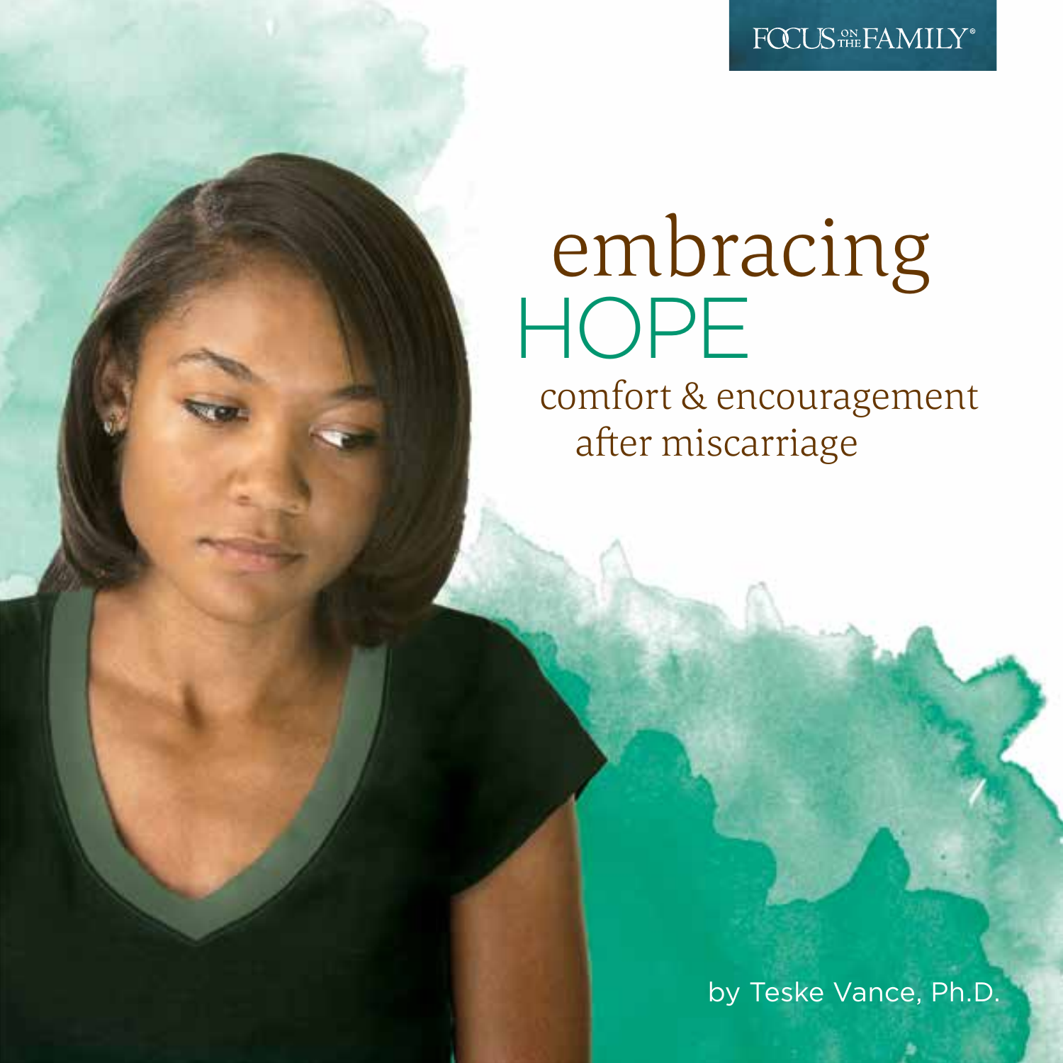FOCUS ON THE FAMILY®

# embracing HOPE

## comfort & encouragement after miscarriage

by Teske Vance, Ph.D.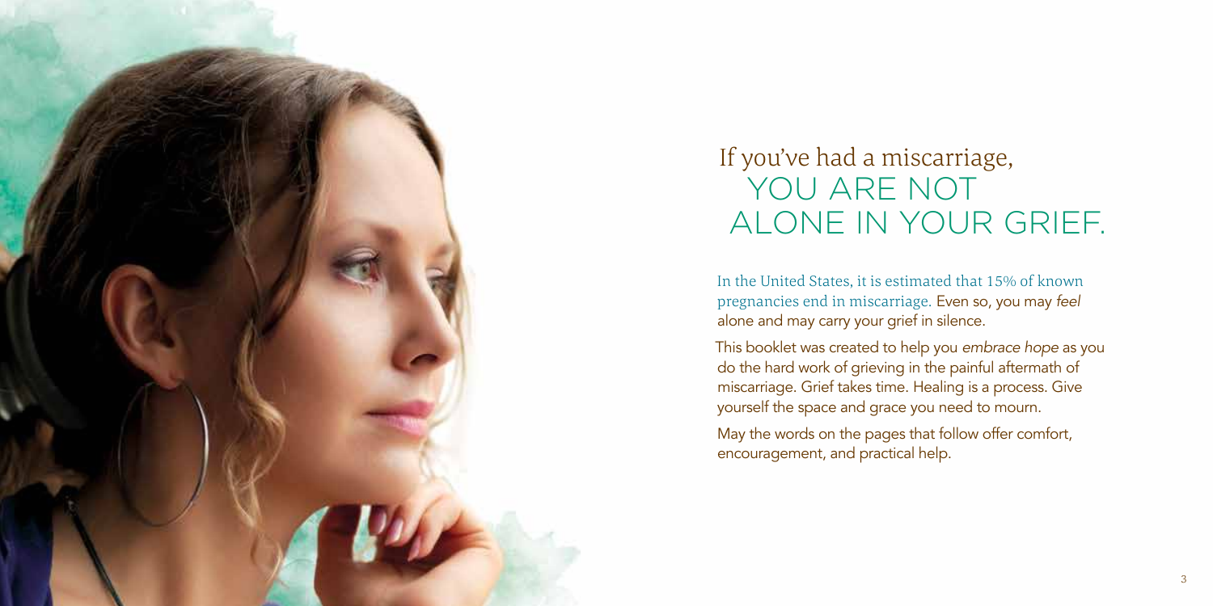# If you've had a miscarriage, YOU ARE NOT ALONE IN YOUR GRIEF.

In the United States, it is estimated that 15% of known pregnancies end in miscarriage. Even so, you may *feel* alone and may carry your grief in silence.

This booklet was created to help you *embrace hope* as you do the hard work of grieving in the painful aftermath of miscarriage. Grief takes time. Healing is a process. Give yourself the space and grace you need to mourn.

May the words on the pages that follow offer comfort, encouragement, and practical help.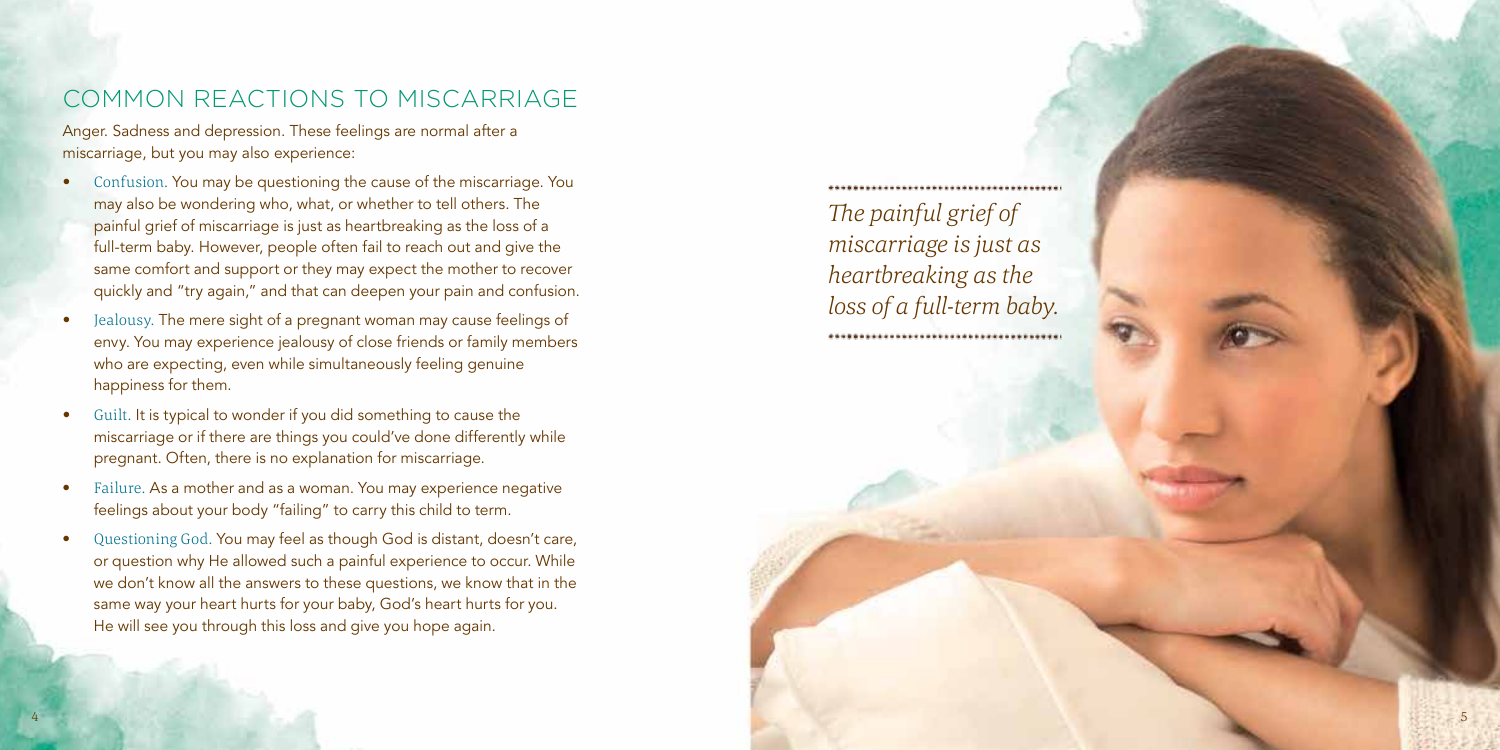## COMMON REACTIONS TO MISCARRIAGE

Anger. Sadness and depression. These feelings are normal after a miscarriage, but you may also experience:

- Confusion. You may be questioning the cause of the miscarriage. You may also be wondering who, what, or whether to tell others. The painful grief of miscarriage is just as heartbreaking as the loss of a full-term baby. However, people often fail to reach out and give the same comfort and support or they may expect the mother to recover quickly and "try again," and that can deepen your pain and confusion.
- Jealousy. The mere sight of a pregnant woman may cause feelings of envy. You may experience jealousy of close friends or family members who are expecting, even while simultaneously feeling genuine happiness for them.
- Guilt. It is typical to wonder if you did something to cause the miscarriage or if there are things you could've done differently while pregnant. Often, there is no explanation for miscarriage.
- Failure. As a mother and as a woman. You may experience negative feelings about your body "failing" to carry this child to term.
- Questioning God. You may feel as though God is distant, doesn't care, or question why He allowed such a painful experience to occur. While we don't know all the answers to these questions, we know that in the same way your heart hurts for your baby, God's heart hurts for you. He will see you through this loss and give you hope again.

*The painful grief of miscarriage is just as heartbreaking as the loss of a full-term baby.*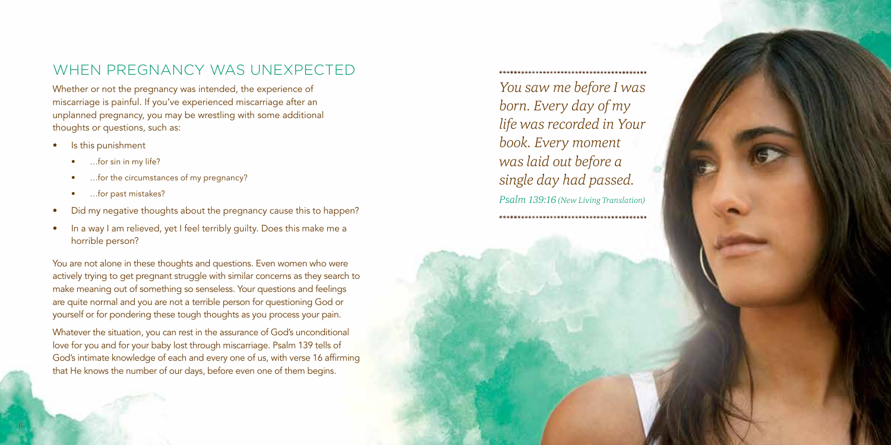## WHEN PREGNANCY WAS UNEXPECTED

Whether or not the pregnancy was intended, the experience of miscarriage is painful. If you've experienced miscarriage after an unplanned pregnancy, you may be wrestling with some additional thoughts or questions, such as:

- Is this punishment
  - …for sin in my life?
  - …for the circumstances of my pregnancy?
  - …for past mistakes?
- Did my negative thoughts about the pregnancy cause this to happen?
- In a way I am relieved, yet I feel terribly guilty. Does this make me a horrible person?

You are not alone in these thoughts and questions. Even women who were actively trying to get pregnant struggle with similar concerns as they search to make meaning out of something so senseless. Your questions and feelings are quite normal and you are not a terrible person for questioning God or yourself or for pondering these tough thoughts as you process your pain.

Whatever the situation, you can rest in the assurance of God's unconditional love for you and for your baby lost through miscarriage. Psalm 139 tells of God's intimate knowledge of each and every one of us, with verse 16 affirming that He knows the number of our days, before even one of them begins.

*You saw me before I was born. Every day of my life was recorded in Your book. Every moment was laid out before a single day had passed.*

*Psalm 139:16 (New Living Translation)*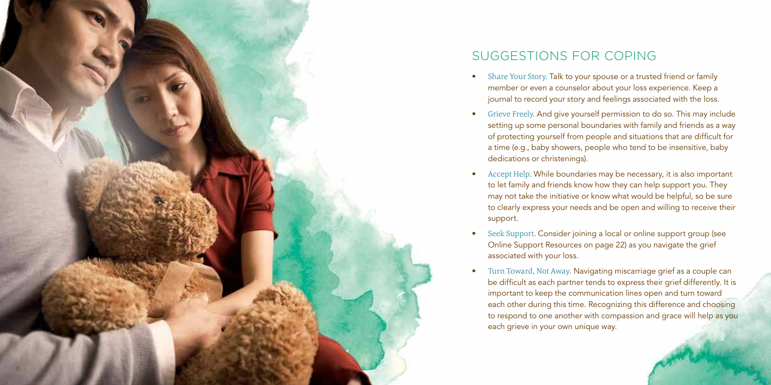## SUGGESTIONS FOR COPING

- Share Your Story. Talk to your spouse or a trusted friend or family member or even a counselor about your loss experience. Keep a journal to record your story and feelings associated with the loss.
- Grieve Freely. And give yourself permission to do so. This may include setting up some personal boundaries with family and friends as a way of protecting yourself from people and situations that are difficult for a time (e.g., baby showers, people who tend to be insensitive, baby dedications or christenings).
- Accept Help. While boundaries may be necessary, it is also important to let family and friends know how they can help support you. They may not take the initiative or know what would be helpful, so be sure to clearly express your needs and be open and willing to receive their support.
- Seek Support. Consider joining a local or online support group (see Online Support Resources on page 22) as you navigate the grief associated with your loss.
- Turn Toward, Not Away. Navigating miscarriage grief as a couple can be difficult as each partner tends to express their grief differently. It is important to keep the communication lines open and turn toward each other during this time. Recognizing this difference and choosing to respond to one another with compassion and grace will help as you each grieve in your own unique way.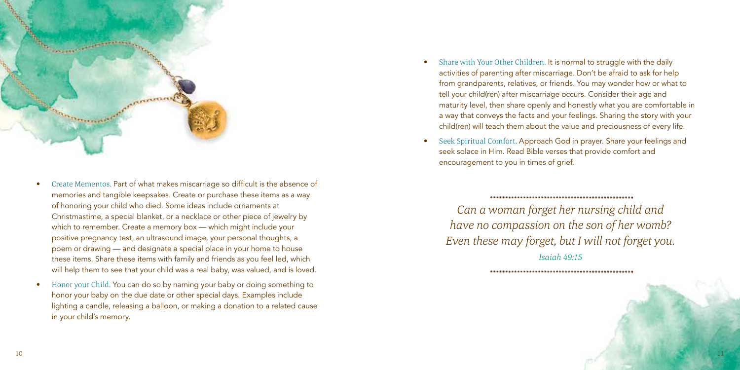- Create Mementos. Part of what makes miscarriage so difficult is the absence of memories and tangible keepsakes. Create or purchase these items as a way of honoring your child who died. Some ideas include ornaments at Christmastime, a special blanket, or a necklace or other piece of jewelry by which to remember. Create a memory box — which might include your positive pregnancy test, an ultrasound image, your personal thoughts, a poem or drawing — and designate a special place in your home to house these items. Share these items with family and friends as you feel led, which will help them to see that your child was a real baby, was valued, and is loved.
- Honor your Child. You can do so by naming your baby or doing something to honor your baby on the due date or other special days. Examples include lighting a candle, releasing a balloon, or making a donation to a related cause in your child's memory.
- Share with Your Other Children. It is normal to struggle with the daily activities of parenting after miscarriage. Don't be afraid to ask for help from grandparents, relatives, or friends. You may wonder how or what to tell your child(ren) after miscarriage occurs. Consider their age and maturity level, then share openly and honestly what you are comfortable in a way that conveys the facts and your feelings. Sharing the story with your child(ren) will teach them about the value and preciousness of every life.
- Seek Spiritual Comfort. Approach God in prayer. Share your feelings and seek solace in Him. Read Bible verses that provide comfort and encouragement to you in times of grief.

*Can a woman forget her nursing child and have no compassion on the son of her womb? Even these may forget, but I will not forget you.*

*Isaiah 49:15*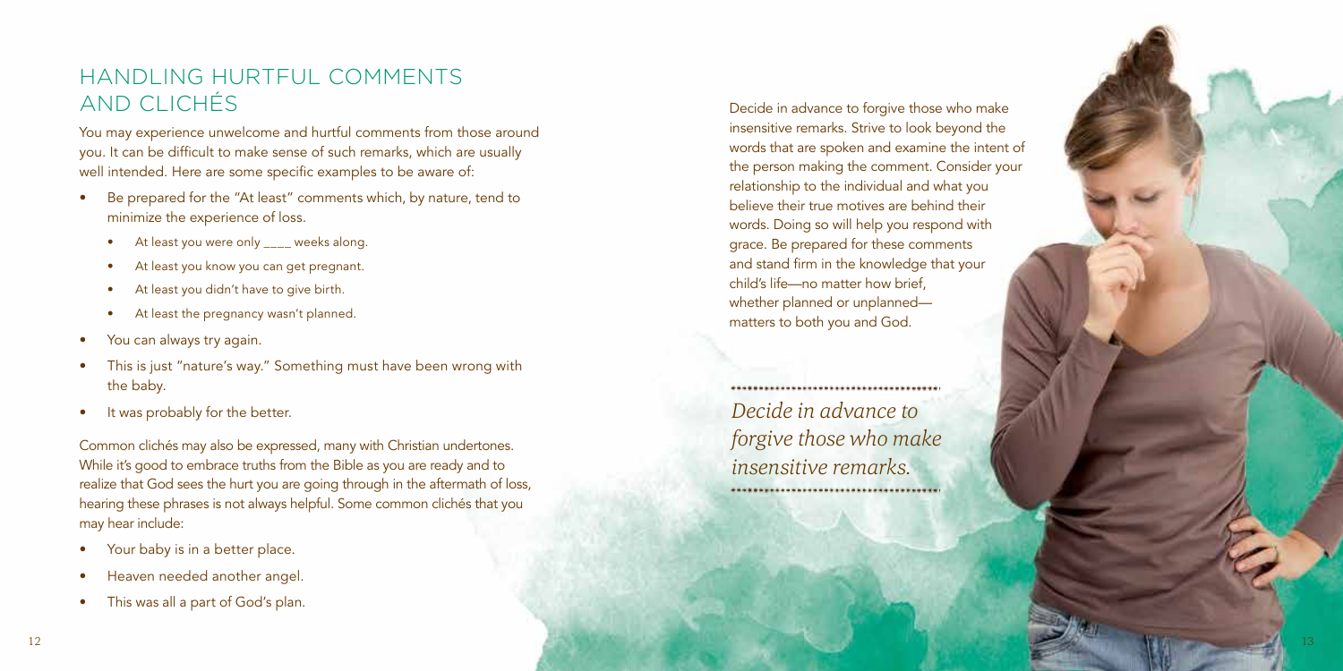## HANDLING HURTFUL COMMENTS AND CLICHÉS

You may experience unwelcome and hurtful comments from those around you. It can be difficult to make sense of such remarks, which are usually well intended. Here are some specific examples to be aware of:

- Be prepared for the "At least" comments which, by nature, tend to minimize the experience of loss.
  - At least you were only ____ weeks along.
  - At least you know you can get pregnant.
  - At least you didn't have to give birth.
  - At least the pregnancy wasn't planned.
- You can always try again.
- This is just "nature's way." Something must have been wrong with the baby.
- It was probably for the better.

Common clichés may also be expressed, many with Christian undertones. While it's good to embrace truths from the Bible as you are ready and to realize that God sees the hurt you are going through in the aftermath of loss, hearing these phrases is not always helpful. Some common clichés that you may hear include:

- Your baby is in a better place.
- Heaven needed another angel.
- This was all a part of God's plan.

Decide in advance to forgive those who make insensitive remarks. Strive to look beyond the words that are spoken and examine the intent of the person making the comment. Consider your relationship to the individual and what you believe their true motives are behind their words. Doing so will help you respond with grace. Be prepared for these comments and stand firm in the knowledge that your child's life—no matter how brief, whether planned or unplanned—matters to both you and God.

*Decide in advance to forgive those who make insensitive remarks.*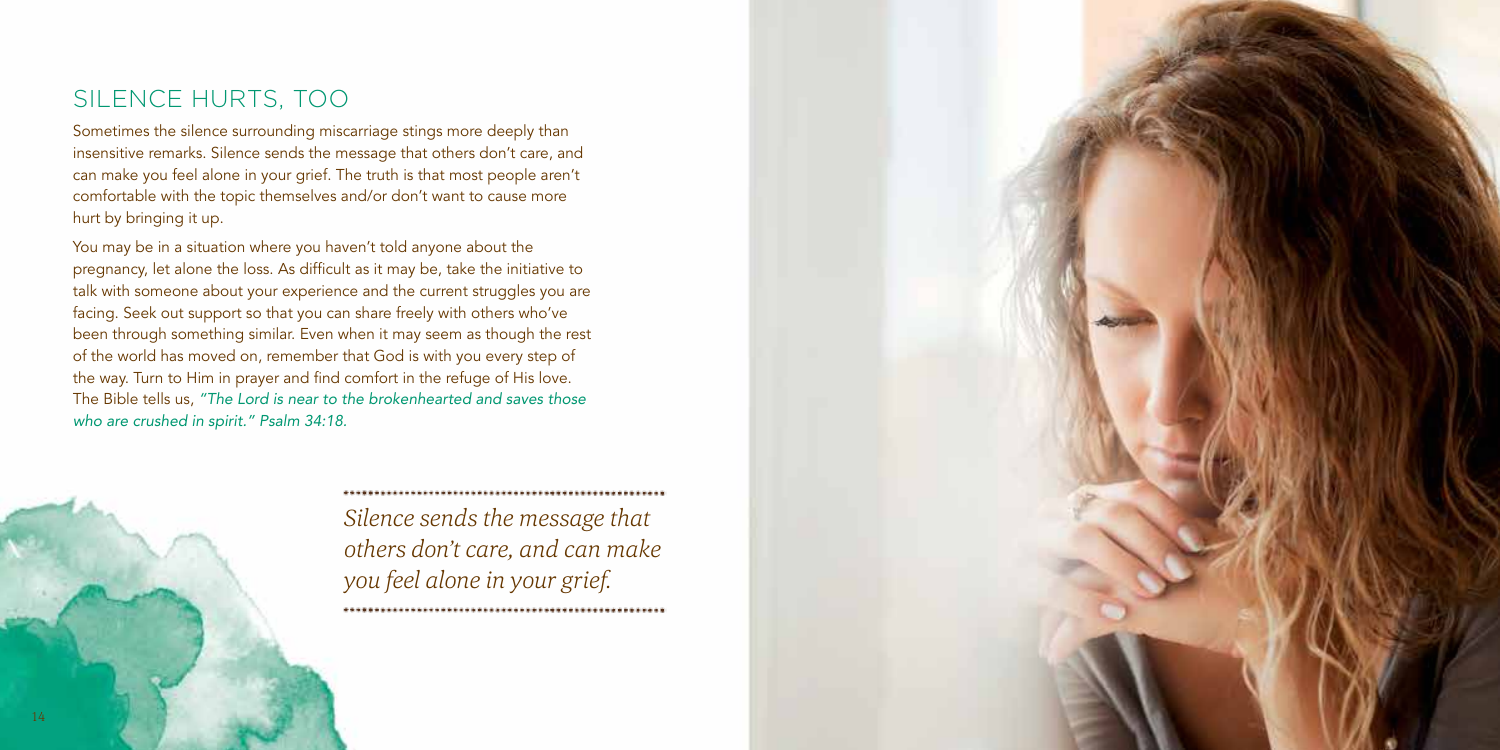## SILENCE HURTS, TOO

Sometimes the silence surrounding miscarriage stings more deeply than insensitive remarks. Silence sends the message that others don't care, and can make you feel alone in your grief. The truth is that most people aren't comfortable with the topic themselves and/or don't want to cause more hurt by bringing it up.

You may be in a situation where you haven't told anyone about the pregnancy, let alone the loss. As difficult as it may be, take the initiative to talk with someone about your experience and the current struggles you are facing. Seek out support so that you can share freely with others who've been through something similar. Even when it may seem as though the rest of the world has moved on, remember that God is with you every step of the way. Turn to Him in prayer and find comfort in the refuge of His love. The Bible tells us, *"The Lord is near to the brokenhearted and saves those who are crushed in spirit." Psalm 34:18.*

*Silence sends the message that others don't care, and can make you feel alone in your grief.*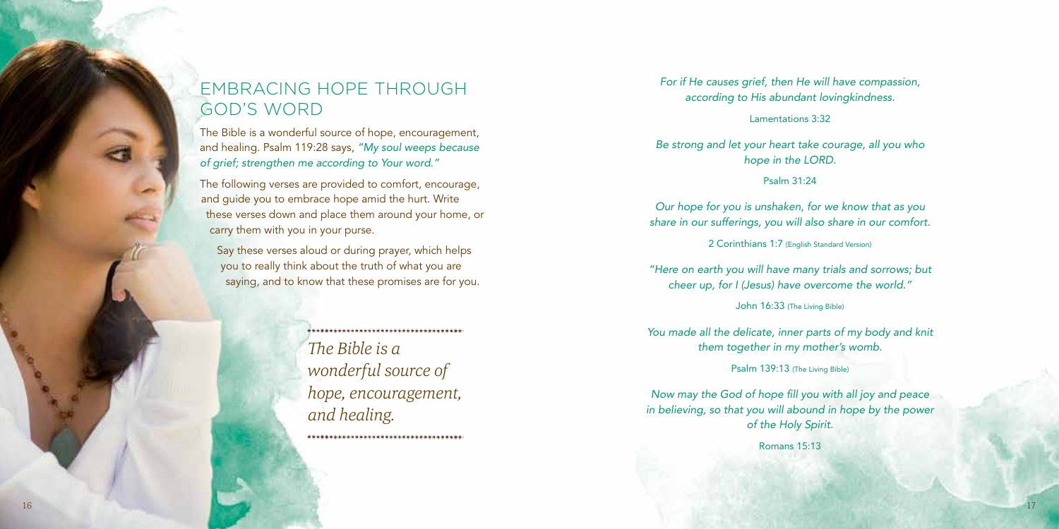# EMBRACING HOPE THROUGH GOD'S WORD

The Bible is a wonderful source of hope, encouragement, and healing. Psalm 119:28 says, *"My soul weeps because of grief; strengthen me according to Your word."*

The following verses are provided to comfort, encourage, and guide you to embrace hope amid the hurt. Write these verses down and place them around your home, or carry them with you in your purse.

Say these verses aloud or during prayer, which helps you to really think about the truth of what you are saying, and to know that these promises are for you.

*The Bible is a wonderful source of hope, encouragement, and healing.*

*For if He causes grief, then He will have compassion, according to His abundant lovingkindness.*

Lamentations 3:32

*Be strong and let your heart take courage, all you who hope in the LORD.*

Psalm 31:24

*Our hope for you is unshaken, for we know that as you share in our sufferings, you will also share in our comfort.*

2 Corinthians 1:7 (English Standard Version)

*"Here on earth you will have many trials and sorrows; but cheer up, for I (Jesus) have overcome the world."*

John 16:33 (The Living Bible)

*You made all the delicate, inner parts of my body and knit them together in my mother's womb.*

Psalm 139:13 (The Living Bible)

*Now may the God of hope fill you with all joy and peace in believing, so that you will abound in hope by the power of the Holy Spirit.*

Romans 15:13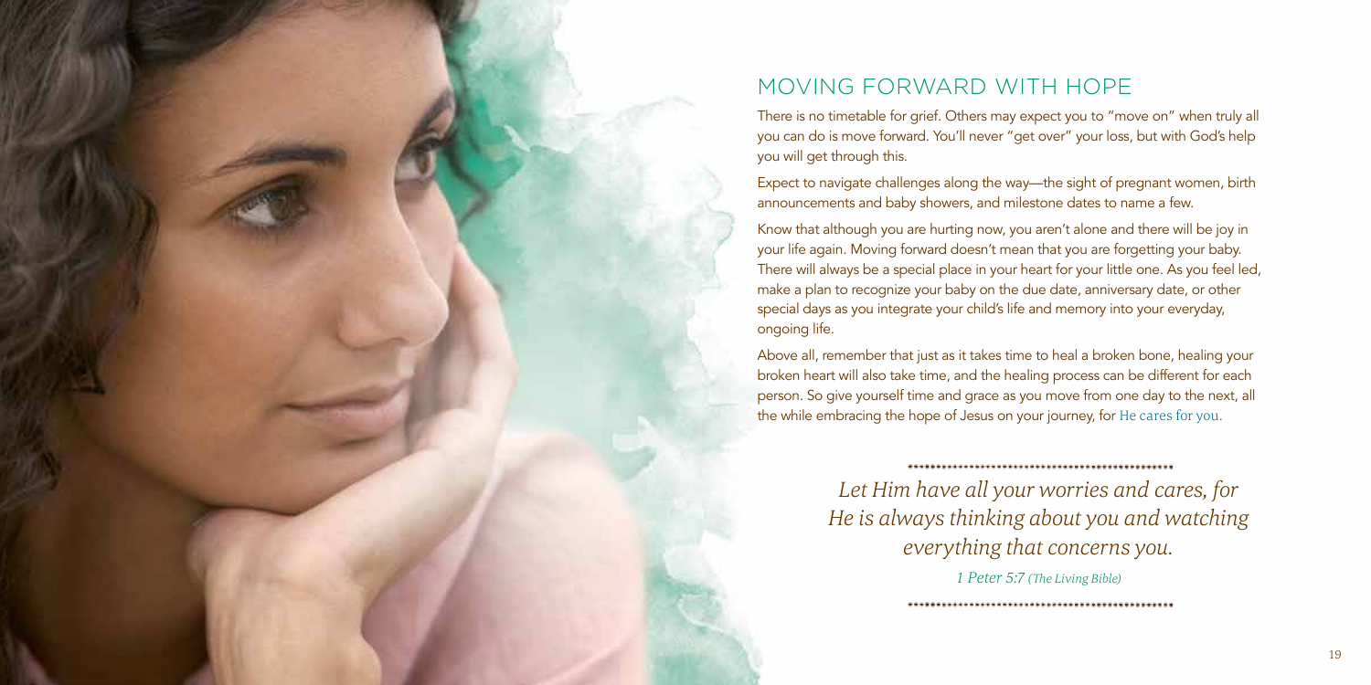## MOVING FORWARD WITH HOPE

There is no timetable for grief. Others may expect you to "move on" when truly all you can do is move forward. You'll never "get over" your loss, but with God's help you will get through this.

Expect to navigate challenges along the way—the sight of pregnant women, birth announcements and baby showers, and milestone dates to name a few.

Know that although you are hurting now, you aren't alone and there will be joy in your life again. Moving forward doesn't mean that you are forgetting your baby. There will always be a special place in your heart for your little one. As you feel led, make a plan to recognize your baby on the due date, anniversary date, or other special days as you integrate your child's life and memory into your everyday, ongoing life.

Above all, remember that just as it takes time to heal a broken bone, healing your broken heart will also take time, and the healing process can be different for each person. So give yourself time and grace as you move from one day to the next, all the while embracing the hope of Jesus on your journey, for He cares for you.

*Let Him have all your worries and cares, for He is always thinking about you and watching everything that concerns you.*

1 Peter 5:7 *(The Living Bible)*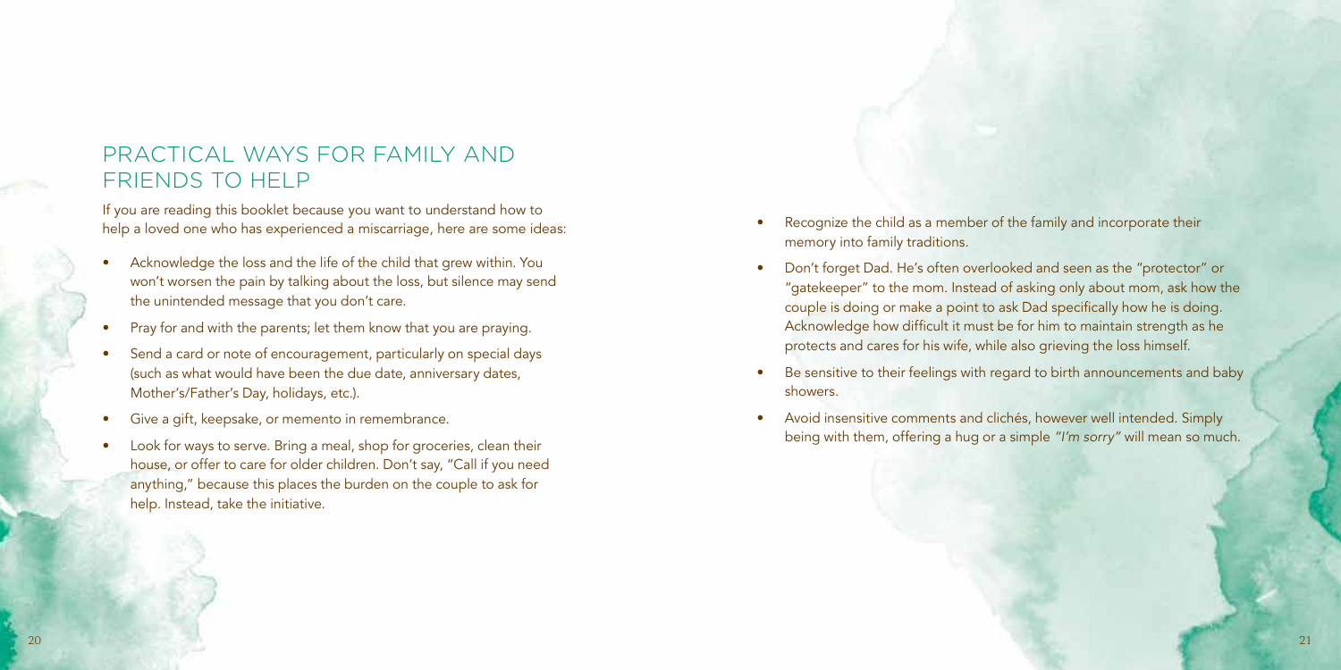## PRACTICAL WAYS FOR FAMILY AND FRIENDS TO HELP

If you are reading this booklet because you want to understand how to help a loved one who has experienced a miscarriage, here are some ideas:

- Acknowledge the loss and the life of the child that grew within. You won't worsen the pain by talking about the loss, but silence may send the unintended message that you don't care.
- Pray for and with the parents; let them know that you are praying.
- Send a card or note of encouragement, particularly on special days (such as what would have been the due date, anniversary dates, Mother's/Father's Day, holidays, etc.).
- Give a gift, keepsake, or memento in remembrance.
- Look for ways to serve. Bring a meal, shop for groceries, clean their house, or offer to care for older children. Don't say, "Call if you need anything," because this places the burden on the couple to ask for help. Instead, take the initiative.
- Recognize the child as a member of the family and incorporate their memory into family traditions.
- Don't forget Dad. He's often overlooked and seen as the "protector" or "gatekeeper" to the mom. Instead of asking only about mom, ask how the couple is doing or make a point to ask Dad specifically how he is doing. Acknowledge how difficult it must be for him to maintain strength as he protects and cares for his wife, while also grieving the loss himself.
- Be sensitive to their feelings with regard to birth announcements and baby showers.
- Avoid insensitive comments and clichés, however well intended. Simply being with them, offering a hug or a simple *"I'm sorry"* will mean so much.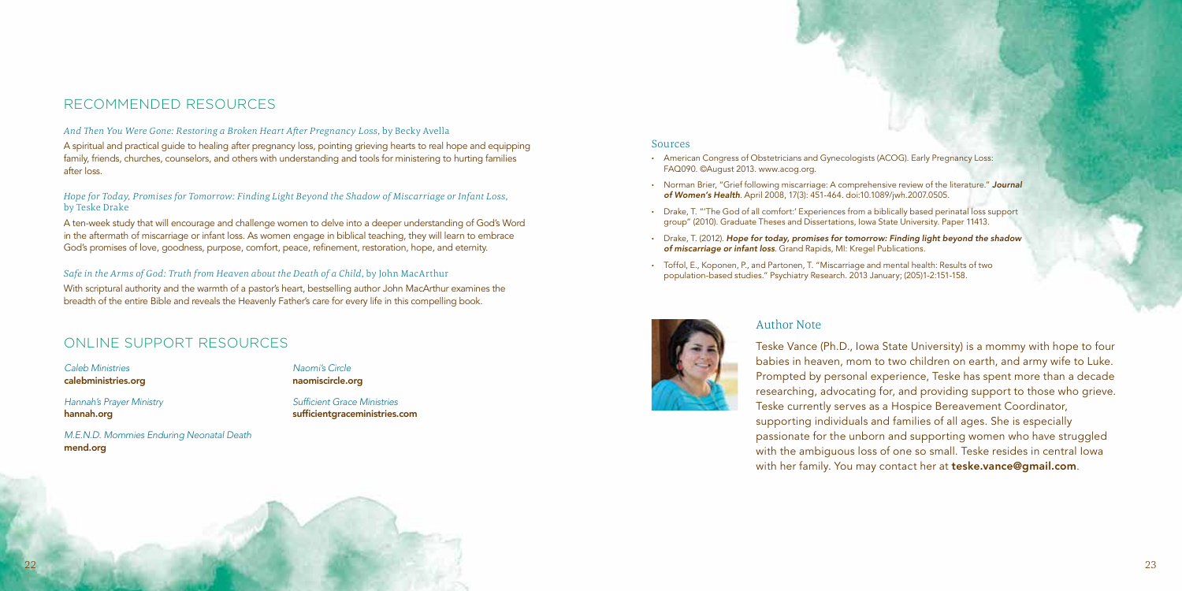## RECOMMENDED RESOURCES

*And Then You Were Gone: Restoring a Broken Heart After Pregnancy Loss*, by Becky Avella

A spiritual and practical guide to healing after pregnancy loss, pointing grieving hearts to real hope and equipping family, friends, churches, counselors, and others with understanding and tools for ministering to hurting families after loss.

*Hope for Today, Promises for Tomorrow: Finding Light Beyond the Shadow of Miscarriage or Infant Loss*, by Teske Drake

A ten-week study that will encourage and challenge women to delve into a deeper understanding of God's Word in the aftermath of miscarriage or infant loss. As women engage in biblical teaching, they will learn to embrace God's promises of love, goodness, purpose, comfort, peace, refinement, restoration, hope, and eternity.

*Safe in the Arms of God: Truth from Heaven about the Death of a Child*, by John MacArthur

With scriptural authority and the warmth of a pastor's heart, bestselling author John MacArthur examines the breadth of the entire Bible and reveals the Heavenly Father's care for every life in this compelling book.

## ONLINE SUPPORT RESOURCES

*Caleb Ministries*
**calebministries.org**

*Hannah's Prayer Ministry*
**hannah.org**

*M.E.N.D. Mommies Enduring Neonatal Death*
**mend.org**

*Naomi's Circle*
**naomiscircle.org**

*Sufficient Grace Ministries*
**sufficientgraceministries.com**

### Sources

- American Congress of Obstetricians and Gynecologists (ACOG). Early Pregnancy Loss: FAQ090. ©August 2013. www.acog.org.
- Norman Brier, "Grief following miscarriage: A comprehensive review of the literature." ***Journal of Women's Health***. April 2008, 17(3): 451-464. doi:10.1089/jwh.2007.0505.
- Drake, T. "'The God of all comfort:' Experiences from a biblically based perinatal loss support group" (2010). Graduate Theses and Dissertations, Iowa State University. Paper 11413.
- Drake, T. (2012). ***Hope for today, promises for tomorrow: Finding light beyond the shadow of miscarriage or infant loss***. Grand Rapids, MI: Kregel Publications.
- Toffol, E., Koponen, P., and Partonen, T. "Miscarriage and mental health: Results of two population-based studies." Psychiatry Research. 2013 January; (205)1-2:151-158.

### Author Note

Teske Vance (Ph.D., Iowa State University) is a mommy with hope to four babies in heaven, mom to two children on earth, and army wife to Luke. Prompted by personal experience, Teske has spent more than a decade researching, advocating for, and providing support to those who grieve. Teske currently serves as a Hospice Bereavement Coordinator, supporting individuals and families of all ages. She is especially passionate for the unborn and supporting women who have struggled with the ambiguous loss of one so small. Teske resides in central Iowa with her family. You may contact her at **teske.vance@gmail.com**.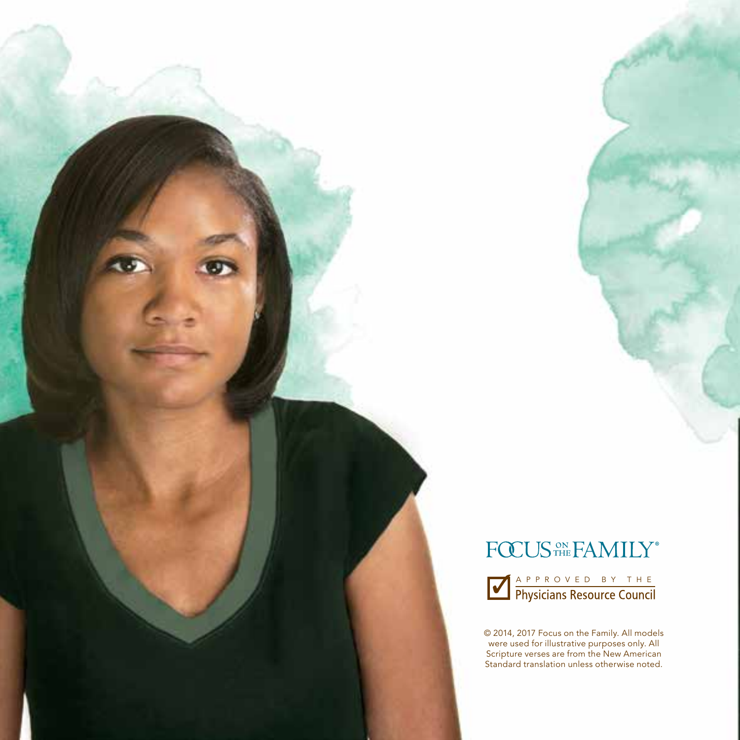FOCUS ON THE FAMILY®

APPROVED BY THE
Physicians Resource Council

© 2014, 2017 Focus on the Family. All models were used for illustrative purposes only. All Scripture verses are from the New American Standard translation unless otherwise noted.